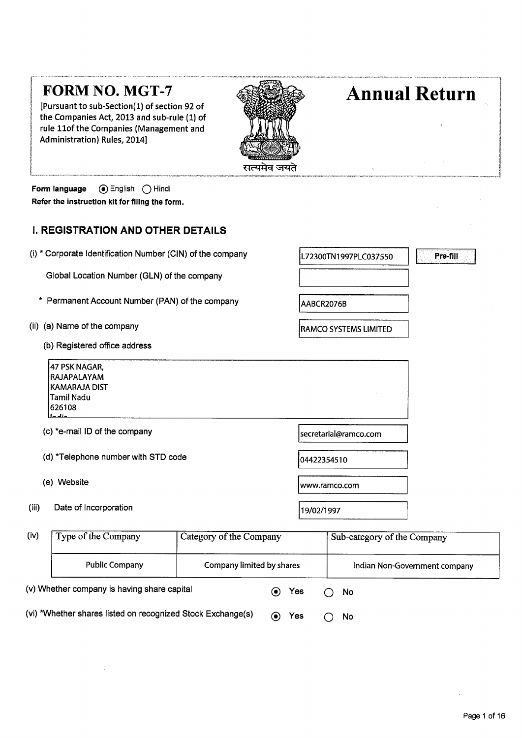# FORM NO. MGT-7

[Pursuant to sub-Section(1) of section 92 of the Companies Act, 2013 and sub-rule (1) of rule 11of the Companies (Management and Administration) Rules, 2014]

सत्यमेव जयते

# Annual Return

**Form language** (●) English ( ) Hindi

**Refer the instruction kit for filing the form.**

## I. REGISTRATION AND OTHER DETAILS

(i) * Corporate Identification Number (CIN) of the company: L72300TN1997PLC037550 [Pre-fill]

Global Location Number (GLN) of the company:

\* Permanent Account Number (PAN) of the company: AABCR2076B

(ii) (a) Name of the company: RAMCO SYSTEMS LIMITED

(b) Registered office address

47 PSK NAGAR,
RAJAPALAYAM
KAMARAJA DIST
Tamil Nadu
626108
India

(c) *e-mail ID of the company: secretarial@ramco.com

(d) *Telephone number with STD code: 04422354510

(e) Website: www.ramco.com

(iii) Date of Incorporation: 19/02/1997

(iv)

| Type of the Company | Category of the Company | Sub-category of the Company |
|---|---|---|
| Public Company | Company limited by shares | Indian Non-Government company |

(v) Whether company is having share capital (●) Yes ( ) No

(vi) *Whether shares listed on recognized Stock Exchange(s) (●) Yes ( ) No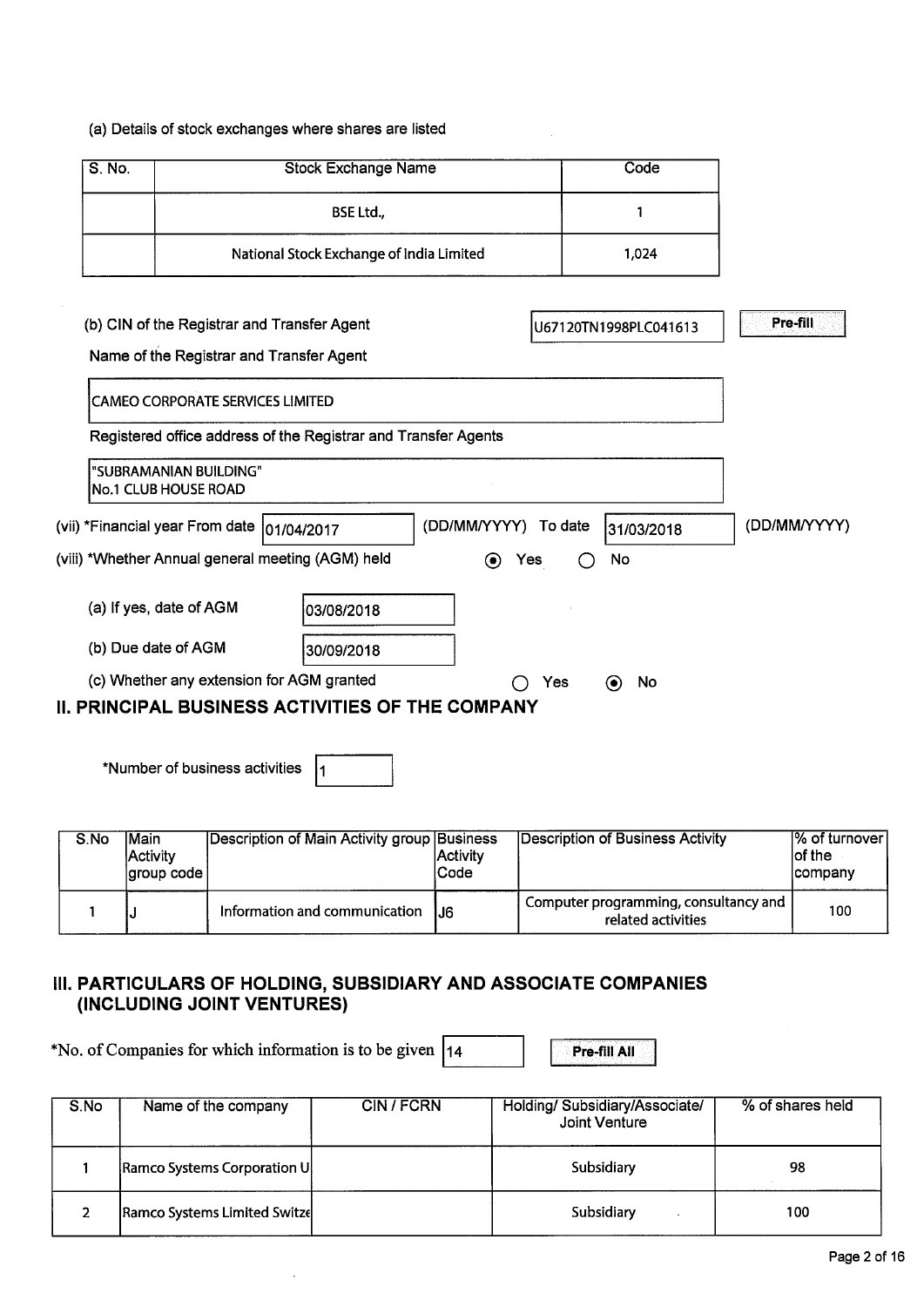(a) Details of stock exchanges where shares are listed

| S. No. | Stock Exchange Name | Code |
|---|---|---|
| | BSE Ltd., | 1 |
| | National Stock Exchange of India Limited | 1,024 |

(b) CIN of the Registrar and Transfer Agent U67120TN1998PLC041613 Pre-fill

Name of the Registrar and Transfer Agent

CAMEO CORPORATE SERVICES LIMITED

Registered office address of the Registrar and Transfer Agents

"SUBRAMANIAN BUILDING"
No.1 CLUB HOUSE ROAD

(vii) *Financial year From date 01/04/2017 (DD/MM/YYYY) To date 31/03/2018 (DD/MM/YYYY)

(viii) *Whether Annual general meeting (AGM) held ◉ Yes ○ No

(a) If yes, date of AGM 03/08/2018

(b) Due date of AGM 30/09/2018

(c) Whether any extension for AGM granted ○ Yes ◉ No

## II. PRINCIPAL BUSINESS ACTIVITIES OF THE COMPANY

*Number of business activities 1

| S.No | Main Activity group code | Description of Main Activity group | Business Activity Code | Description of Business Activity | % of turnover of the company |
|---|---|---|---|---|---|
| 1 | J | Information and communication | J6 | Computer programming, consultancy and related activities | 100 |

## III. PARTICULARS OF HOLDING, SUBSIDIARY AND ASSOCIATE COMPANIES (INCLUDING JOINT VENTURES)

*No. of Companies for which information is to be given 14 Pre-fill All

| S.No | Name of the company | CIN / FCRN | Holding/ Subsidiary/Associate/ Joint Venture | % of shares held |
|---|---|---|---|---|
| 1 | Ramco Systems Corporation U | | Subsidiary | 98 |
| 2 | Ramco Systems Limited Switze | | Subsidiary | 100 |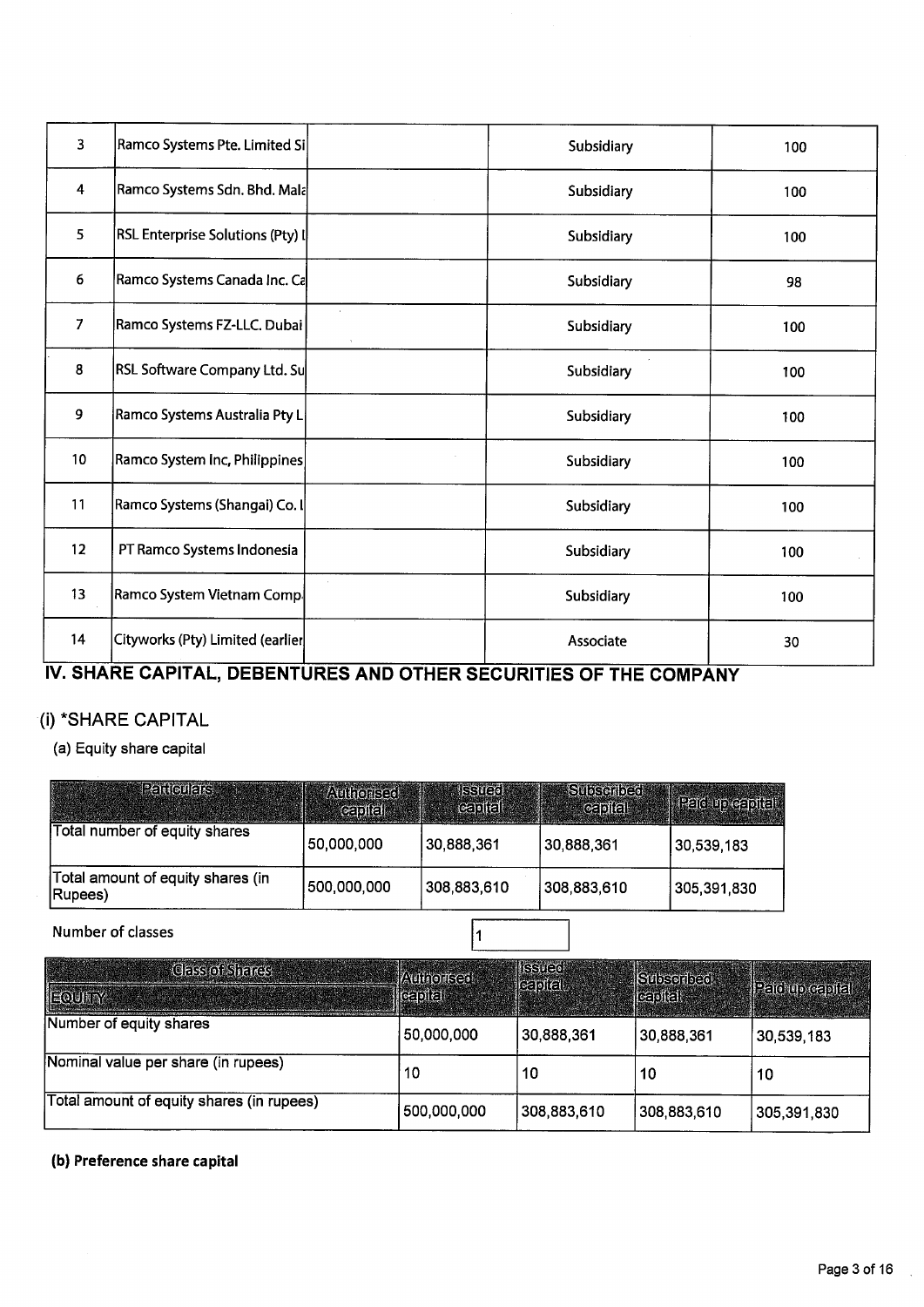| 3 | Ramco Systems Pte. Limited Si | | Subsidiary | 100 |
|---|---|---|---|---|
| 4 | Ramco Systems Sdn. Bhd. Mala | | Subsidiary | 100 |
| 5 | RSL Enterprise Solutions (Pty) l | | Subsidiary | 100 |
| 6 | Ramco Systems Canada Inc. Ca | | Subsidiary | 98 |
| 7 | Ramco Systems FZ-LLC. Dubai | | Subsidiary | 100 |
| 8 | RSL Software Company Ltd. Su | | Subsidiary | 100 |
| 9 | Ramco Systems Australia Pty L | | Subsidiary | 100 |
| 10 | Ramco System Inc, Philippines | | Subsidiary | 100 |
| 11 | Ramco Systems (Shangai) Co. l | | Subsidiary | 100 |
| 12 | PT Ramco Systems Indonesia | | Subsidiary | 100 |
| 13 | Ramco System Vietnam Comp | | Subsidiary | 100 |
| 14 | Cityworks (Pty) Limited (earlier | | Associate | 30 |

# IV. SHARE CAPITAL, DEBENTURES AND OTHER SECURITIES OF THE COMPANY

## (i) *SHARE CAPITAL

(a) Equity share capital

| Particulars | Authorised capital | Issued capital | Subscribed capital | Paid up capital |
|---|---|---|---|---|
| Total number of equity shares | 50,000,000 | 30,888,361 | 30,888,361 | 30,539,183 |
| Total amount of equity shares (in Rupees) | 500,000,000 | 308,883,610 | 308,883,610 | 305,391,830 |

Number of classes: 1

| Class of Shares EQUITY | Authorised capital | Issued capital | Subscribed capital | Paid up capital |
|---|---|---|---|---|
| Number of equity shares | 50,000,000 | 30,888,361 | 30,888,361 | 30,539,183 |
| Nominal value per share (in rupees) | 10 | 10 | 10 | 10 |
| Total amount of equity shares (in rupees) | 500,000,000 | 308,883,610 | 308,883,610 | 305,391,830 |

**(b) Preference share capital**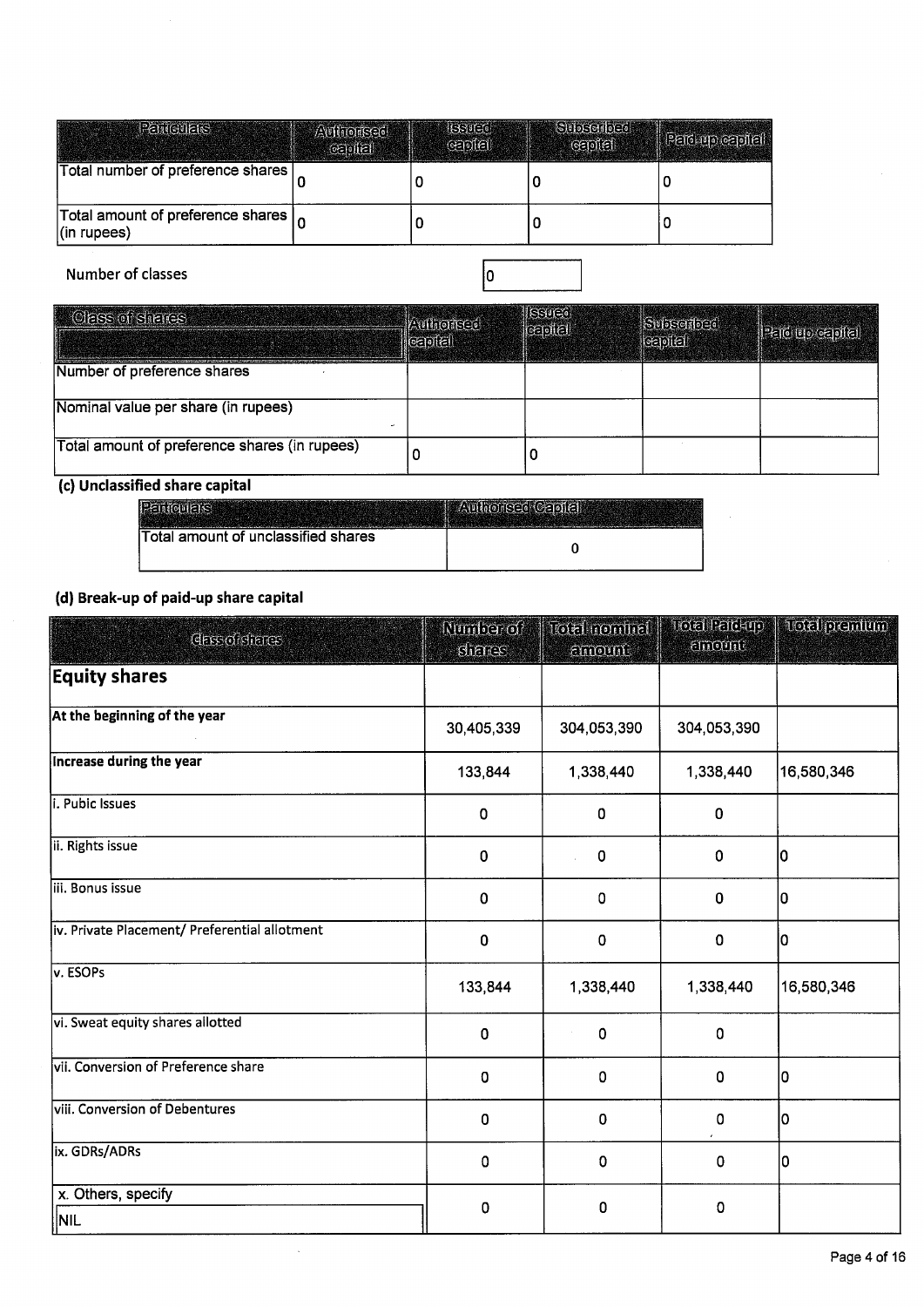| Particulars | Authorised capital | Issued capital | Subscribed capital | Paid-up capital |
|---|---|---|---|---|
| Total number of preference shares | 0 | 0 | 0 | 0 |
| Total amount of preference shares (in rupees) | 0 | 0 | 0 | 0 |

Number of classes: 0

| Class of shares | Authorised capital | Issued capital | Subscribed capital | Paid up capital |
|---|---|---|---|---|
| Number of preference shares | | | | |
| Nominal value per share (in rupees) | | | | |
| Total amount of preference shares (in rupees) | 0 | 0 | | |

### (c) Unclassified share capital

| Particulars | Authorised Capital |
|---|---|
| Total amount of unclassified shares | 0 |

### (d) Break-up of paid-up share capital

| Class of shares | Number of shares | Total nominal amount | Total Paid-up amount | Total premium |
|---|---|---|---|---|
| **Equity shares** | | | | |
| At the beginning of the year | 30,405,339 | 304,053,390 | 304,053,390 | |
| Increase during the year | 133,844 | 1,338,440 | 1,338,440 | 16,580,346 |
| i. Pubic Issues | 0 | 0 | 0 | |
| ii. Rights issue | 0 | 0 | 0 | 0 |
| iii. Bonus issue | 0 | 0 | 0 | 0 |
| iv. Private Placement/ Preferential allotment | 0 | 0 | 0 | 0 |
| v. ESOPs | 133,844 | 1,338,440 | 1,338,440 | 16,580,346 |
| vi. Sweat equity shares allotted | 0 | 0 | 0 | |
| vii. Conversion of Preference share | 0 | 0 | 0 | 0 |
| viii. Conversion of Debentures | 0 | 0 | 0 | 0 |
| ix. GDRs/ADRs | 0 | 0 | 0 | 0 |
| x. Others, specify<br>NIL | 0 | 0 | 0 | |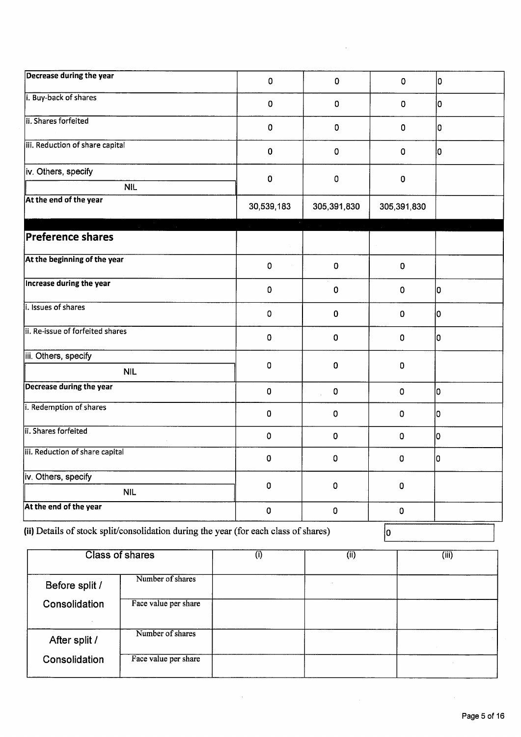| | | | | |
|---|---|---|---|---|
| **Decrease during the year** | 0 | 0 | 0 | 0 |
| i. Buy-back of shares | 0 | 0 | 0 | 0 |
| ii. Shares forfeited | 0 | 0 | 0 | 0 |
| iii. Reduction of share capital | 0 | 0 | 0 | 0 |
| iv. Others, specify NIL | 0 | 0 | 0 | |
| **At the end of the year** | 30,539,183 | 305,391,830 | 305,391,830 | |
| **Preference shares** | | | | |
| **At the beginning of the year** | 0 | 0 | 0 | |
| **Increase during the year** | 0 | 0 | 0 | 0 |
| i. Issues of shares | 0 | 0 | 0 | 0 |
| ii. Re-issue of forfeited shares | 0 | 0 | 0 | 0 |
| iii. Others, specify NIL | 0 | 0 | 0 | |
| **Decrease during the year** | 0 | 0 | 0 | 0 |
| i. Redemption of shares | 0 | 0 | 0 | 0 |
| ii. Shares forfeited | 0 | 0 | 0 | 0 |
| iii. Reduction of share capital | 0 | 0 | 0 | 0 |
| iv. Others, specify NIL | 0 | 0 | 0 | |
| **At the end of the year** | 0 | 0 | 0 | |

**(ii)** Details of stock split/consolidation during the year (for each class of shares) 0

| Class of shares | | (i) | (ii) | (iii) |
|---|---|---|---|---|
| Before split / Consolidation | Number of shares | | | |
| | Face value per share | | | |
| After split / Consolidation | Number of shares | | | |
| | Face value per share | | | |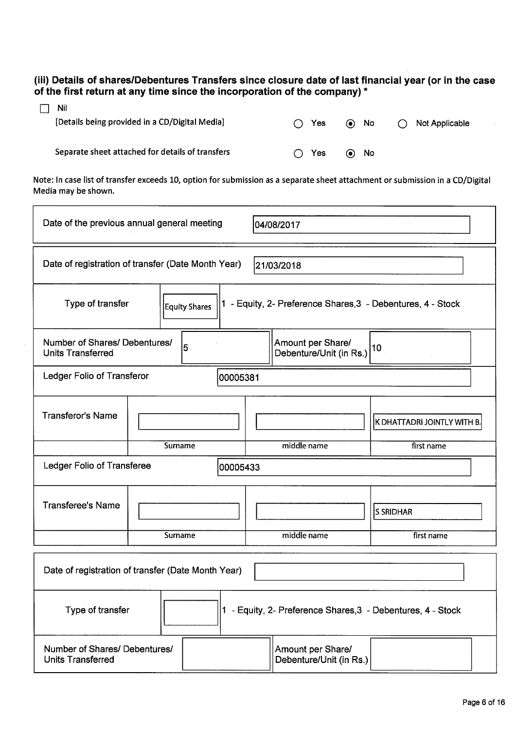### (iii) Details of shares/Debentures Transfers since closure date of last financial year (or in the case of the first return at any time since the incorporation of the company) *

☐ Nil

[Details being provided in a CD/Digital Media] ○ Yes ◉ No ○ Not Applicable

Separate sheet attached for details of transfers ○ Yes ◉ No

Note: In case list of transfer exceeds 10, option for submission as a separate sheet attachment or submission in a CD/Digital Media may be shown.

| Date of the previous annual general meeting | 04/08/2017 |
|---|---|

| Date of registration of transfer (Date Month Year) | 21/03/2018 |
|---|---|

| Type of transfer | Equity Shares | 1 - Equity, 2- Preference Shares,3 - Debentures, 4 - Stock |
|---|---|---|

| Number of Shares/ Debentures/ Units Transferred | 5 | Amount per Share/ Debenture/Unit (in Rs.) | 10 |
|---|---|---|---|

| Ledger Folio of Transferor | 00005381 |
|---|---|

| Transferor's Name | | | K DHATTADRI JOINTLY WITH B. |
|---|---|---|---|
| | Surname | middle name | first name |

| Ledger Folio of Transferee | 00005433 |
|---|---|

| Transferee's Name | | | S SRIDHAR |
|---|---|---|---|
| | Surname | middle name | first name |

| Date of registration of transfer (Date Month Year) | |
|---|---|

| Type of transfer | | 1 - Equity, 2- Preference Shares,3 - Debentures, 4 - Stock |
|---|---|---|

| Number of Shares/ Debentures/ Units Transferred | | Amount per Share/ Debenture/Unit (in Rs.) | |
|---|---|---|---|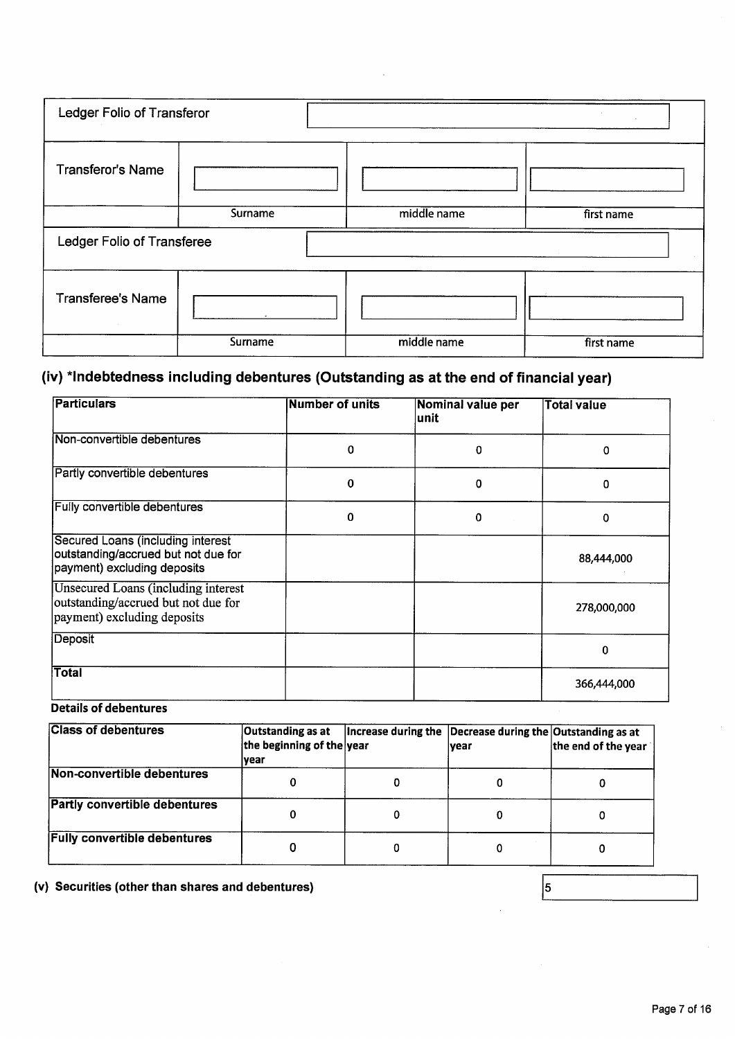| Ledger Folio of Transferor | | | |
|---|---|---|---|
| Transferor's Name | | | |
| | Surname | middle name | first name |

| Ledger Folio of Transferee | | | |
|---|---|---|---|
| Transferee's Name | | | |
| | Surname | middle name | first name |

## (iv) *Indebtedness including debentures (Outstanding as at the end of financial year)

| Particulars | Number of units | Nominal value per unit | Total value |
|---|---|---|---|
| Non-convertible debentures | 0 | 0 | 0 |
| Partly convertible debentures | 0 | 0 | 0 |
| Fully convertible debentures | 0 | 0 | 0 |
| Secured Loans (including interest outstanding/accrued but not due for payment) excluding deposits | | | 88,444,000 |
| Unsecured Loans (including interest outstanding/accrued but not due for payment) excluding deposits | | | 278,000,000 |
| Deposit | | | 0 |
| Total | | | 366,444,000 |

**Details of debentures**

| Class of debentures | Outstanding as at the beginning of the year | Increase during the year | Decrease during the year | Outstanding as at the end of the year |
|---|---|---|---|---|
| Non-convertible debentures | 0 | 0 | 0 | 0 |
| Partly convertible debentures | 0 | 0 | 0 | 0 |
| Fully convertible debentures | 0 | 0 | 0 | 0 |

**(v) Securities (other than shares and debentures)** 5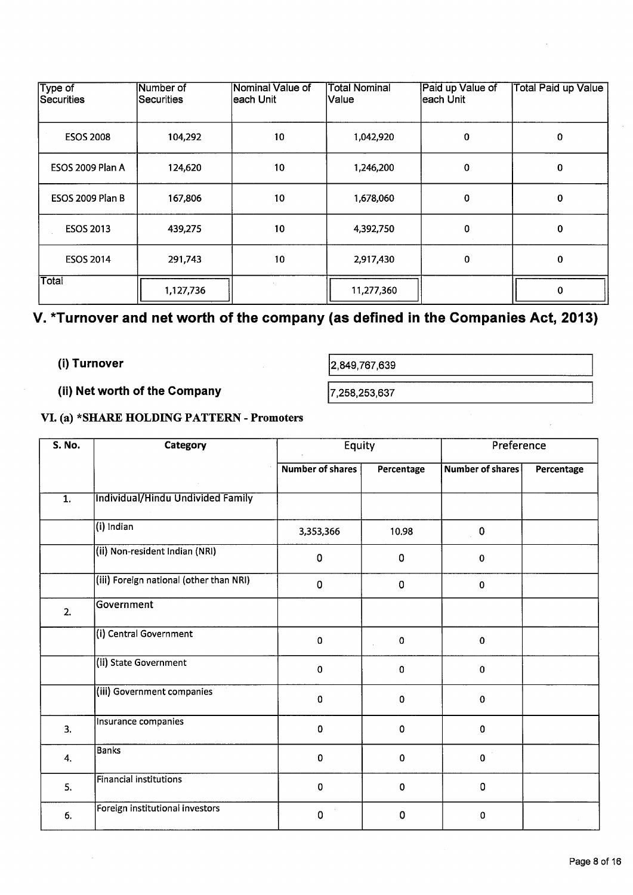| Type of Securities | Number of Securities | Nominal Value of each Unit | Total Nominal Value | Paid up Value of each Unit | Total Paid up Value |
|---|---|---|---|---|---|
| ESOS 2008 | 104,292 | 10 | 1,042,920 | 0 | 0 |
| ESOS 2009 Plan A | 124,620 | 10 | 1,246,200 | 0 | 0 |
| ESOS 2009 Plan B | 167,806 | 10 | 1,678,060 | 0 | 0 |
| ESOS 2013 | 439,275 | 10 | 4,392,750 | 0 | 0 |
| ESOS 2014 | 291,743 | 10 | 2,917,430 | 0 | 0 |
| Total | 1,127,736 | | 11,277,360 | | 0 |

## V. *Turnover and net worth of the company (as defined in the Companies Act, 2013)

**(i) Turnover** 2,849,767,639

**(ii) Net worth of the Company** 7,258,253,637

### VI. (a) *SHARE HOLDING PATTERN - Promoters

| S. No. | Category | Equity | | Preference | |
|---|---|---|---|---|---|
| | | Number of shares | Percentage | Number of shares | Percentage |
| 1. | Individual/Hindu Undivided Family | | | | |
| | (i) Indian | 3,353,366 | 10.98 | 0 | |
| | (ii) Non-resident Indian (NRI) | 0 | 0 | 0 | |
| | (iii) Foreign national (other than NRI) | 0 | 0 | 0 | |
| 2. | Government | | | | |
| | (i) Central Government | 0 | 0 | 0 | |
| | (ii) State Government | 0 | 0 | 0 | |
| | (iii) Government companies | 0 | 0 | 0 | |
| 3. | Insurance companies | 0 | 0 | 0 | |
| 4. | Banks | 0 | 0 | 0 | |
| 5. | Financial institutions | 0 | 0 | 0 | |
| 6. | Foreign institutional investors | 0 | 0 | 0 | |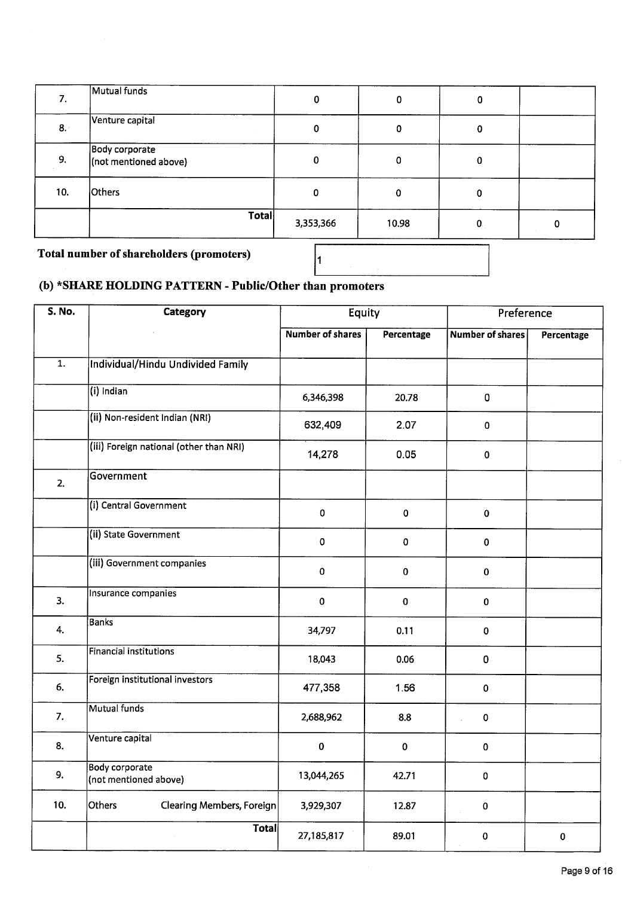| 7. | Mutual funds | 0 | 0 | 0 | |
|---|---|---|---|---|---|
| 8. | Venture capital | 0 | 0 | 0 | |
| 9. | Body corporate (not mentioned above) | 0 | 0 | 0 | |
| 10. | Others | 0 | 0 | 0 | |
| | **Total** | 3,353,366 | 10.98 | 0 | 0 |

**Total number of shareholders (promoters)** 1

## (b) *SHARE HOLDING PATTERN - Public/Other than promoters

| S. No. | Category | Equity | | Preference | |
|---|---|---|---|---|---|
| | | **Number of shares** | **Percentage** | **Number of shares** | **Percentage** |
| 1. | Individual/Hindu Undivided Family | | | | |
| | (i) Indian | 6,346,398 | 20.78 | 0 | |
| | (ii) Non-resident Indian (NRI) | 632,409 | 2.07 | 0 | |
| | (iii) Foreign national (other than NRI) | 14,278 | 0.05 | 0 | |
| 2. | Government | | | | |
| | (i) Central Government | 0 | 0 | 0 | |
| | (ii) State Government | 0 | 0 | 0 | |
| | (iii) Government companies | 0 | 0 | 0 | |
| 3. | Insurance companies | 0 | 0 | 0 | |
| 4. | Banks | 34,797 | 0.11 | 0 | |
| 5. | Financial institutions | 18,043 | 0.06 | 0 | |
| 6. | Foreign institutional investors | 477,358 | 1.56 | 0 | |
| 7. | Mutual funds | 2,688,962 | 8.8 | 0 | |
| 8. | Venture capital | 0 | 0 | 0 | |
| 9. | Body corporate (not mentioned above) | 13,044,265 | 42.71 | 0 | |
| 10. | Others Clearing Members, Foreign | 3,929,307 | 12.87 | 0 | |
| | **Total** | 27,185,817 | 89.01 | 0 | 0 |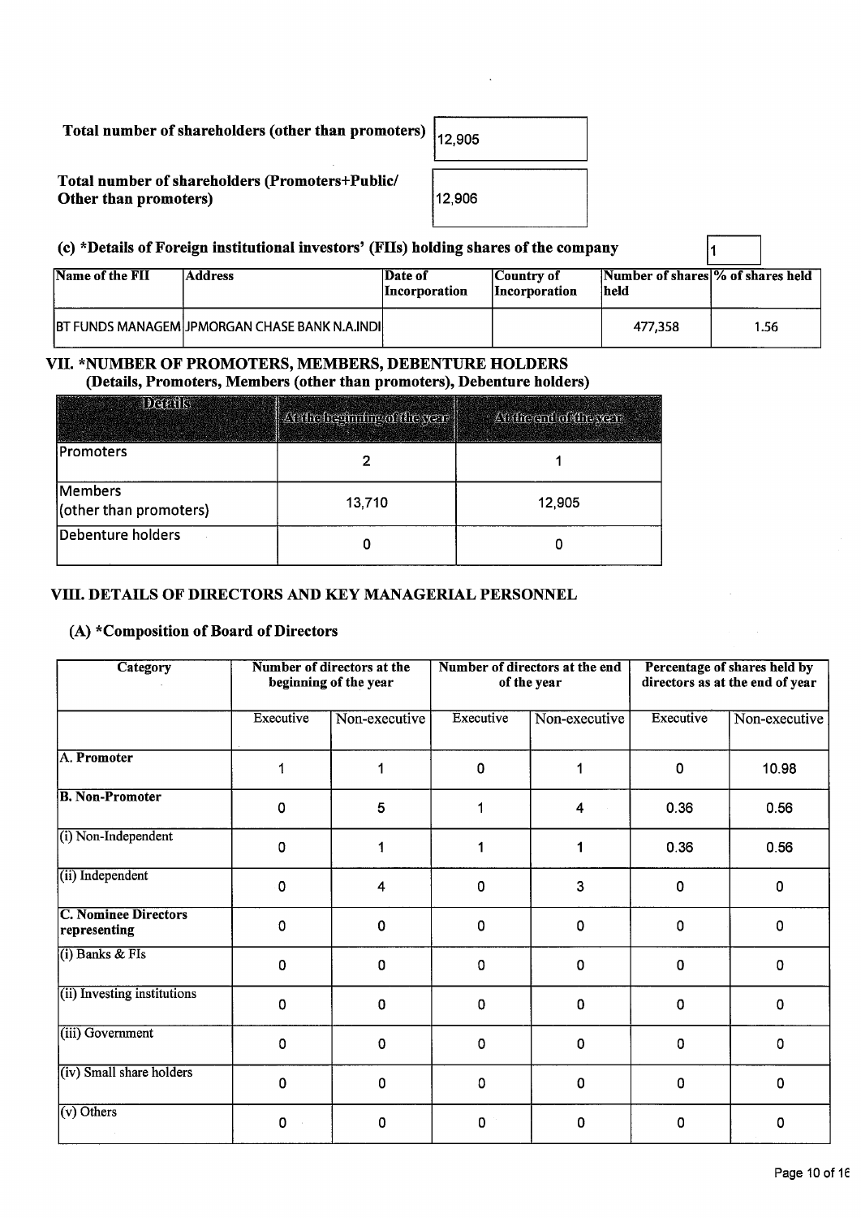**Total number of shareholders (other than promoters)** 12,905

**Total number of shareholders (Promoters+Public/ Other than promoters)** 12,906

### (c) *Details of Foreign institutional investors' (FIIs) holding shares of the company

1

| Name of the FII | Address | Date of Incorporation | Country of Incorporation | Number of shares held | % of shares held |
|---|---|---|---|---|---|
| BT FUNDS MANAGEM | JPMORGAN CHASE BANK N.A.INDI | | | 477,358 | 1.56 |

## VII. *NUMBER OF PROMOTERS, MEMBERS, DEBENTURE HOLDERS

**(Details, Promoters, Members (other than promoters), Debenture holders)**

| Details | At the beginning of the year | At the end of the year |
|---|---|---|
| Promoters | 2 | 1 |
| Members (other than promoters) | 13,710 | 12,905 |
| Debenture holders | 0 | 0 |

## VIII. DETAILS OF DIRECTORS AND KEY MANAGERIAL PERSONNEL

### (A) *Composition of Board of Directors

| Category | Number of directors at the beginning of the year | | Number of directors at the end of the year | | Percentage of shares held by directors as at the end of year | |
|---|---|---|---|---|---|---|
| | Executive | Non-executive | Executive | Non-executive | Executive | Non-executive |
| **A. Promoter** | 1 | 1 | 0 | 1 | 0 | 10.98 |
| **B. Non-Promoter** | 0 | 5 | 1 | 4 | 0.36 | 0.56 |
| (i) Non-Independent | 0 | 1 | 1 | 1 | 0.36 | 0.56 |
| (ii) Independent | 0 | 4 | 0 | 3 | 0 | 0 |
| **C. Nominee Directors representing** | 0 | 0 | 0 | 0 | 0 | 0 |
| (i) Banks & FIs | 0 | 0 | 0 | 0 | 0 | 0 |
| (ii) Investing institutions | 0 | 0 | 0 | 0 | 0 | 0 |
| (iii) Government | 0 | 0 | 0 | 0 | 0 | 0 |
| (iv) Small share holders | 0 | 0 | 0 | 0 | 0 | 0 |
| (v) Others | 0 | 0 | 0 | 0 | 0 | 0 |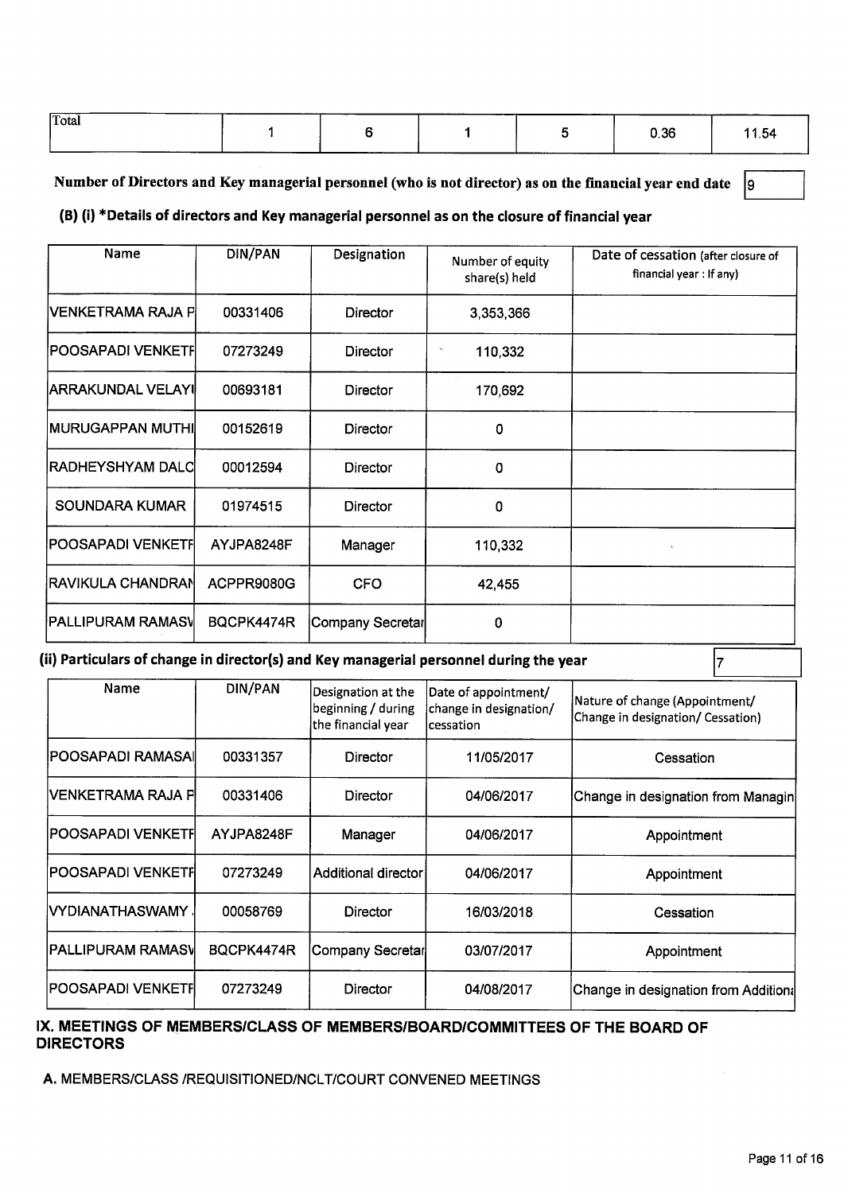| Total | 1 | 6 | 1 | 5 | 0.36 | 11.54 |
|---|---|---|---|---|---|---|

**Number of Directors and Key managerial personnel (who is not director) as on the financial year end date** 9

### (B) (i) *Details of directors and Key managerial personnel as on the closure of financial year

| Name | DIN/PAN | Designation | Number of equity share(s) held | Date of cessation (after closure of financial year : If any) |
|---|---|---|---|---|
| VENKETRAMA RAJA P | 00331406 | Director | 3,353,366 | |
| POOSAPADI VENKETF | 07273249 | Director | 110,332 | |
| ARRAKUNDAL VELAYI | 00693181 | Director | 170,692 | |
| MURUGAPPAN MUTHI | 00152619 | Director | 0 | |
| RADHEYSHYAM DALC | 00012594 | Director | 0 | |
| SOUNDARA KUMAR | 01974515 | Director | 0 | |
| POOSAPADI VENKETF | AYJPA8248F | Manager | 110,332 | |
| RAVIKULA CHANDRAN | ACPPR9080G | CFO | 42,455 | |
| PALLIPURAM RAMASV | BQCPK4474R | Company Secretar | 0 | |

### (ii) Particulars of change in director(s) and Key managerial personnel during the year 7

| Name | DIN/PAN | Designation at the beginning / during the financial year | Date of appointment/ change in designation/ cessation | Nature of change (Appointment/ Change in designation/ Cessation) |
|---|---|---|---|---|
| POOSAPADI RAMASAI | 00331357 | Director | 11/05/2017 | Cessation |
| VENKETRAMA RAJA P | 00331406 | Director | 04/06/2017 | Change in designation from Managin |
| POOSAPADI VENKETF | AYJPA8248F | Manager | 04/06/2017 | Appointment |
| POOSAPADI VENKETF | 07273249 | Additional director | 04/06/2017 | Appointment |
| VYDIANATHASWAMY | 00058769 | Director | 16/03/2018 | Cessation |
| PALLIPURAM RAMASV | BQCPK4474R | Company Secretar | 03/07/2017 | Appointment |
| POOSAPADI VENKETF | 07273249 | Director | 04/08/2017 | Change in designation from Addition |

## IX. MEETINGS OF MEMBERS/CLASS OF MEMBERS/BOARD/COMMITTEES OF THE BOARD OF DIRECTORS

**A.** MEMBERS/CLASS /REQUISITIONED/NCLT/COURT CONVENED MEETINGS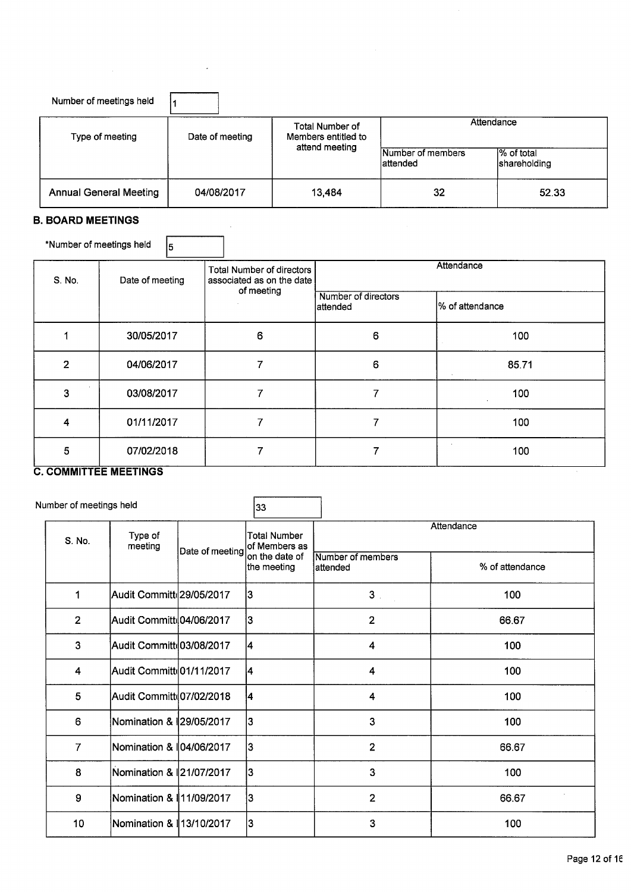Number of meetings held: 1

| Type of meeting | Date of meeting | Total Number of Members entitled to attend meeting | Attendance | |
|---|---|---|---|---|
| | | | Number of members attended | % of total shareholding |
| Annual General Meeting | 04/08/2017 | 13,484 | 32 | 52.33 |

### B. BOARD MEETINGS

*Number of meetings held: 5

| S. No. | Date of meeting | Total Number of directors associated as on the date of meeting | Attendance | |
|---|---|---|---|---|
| | | | Number of directors attended | % of attendance |
| 1 | 30/05/2017 | 6 | 6 | 100 |
| 2 | 04/06/2017 | 7 | 6 | 85.71 |
| 3 | 03/08/2017 | 7 | 7 | 100 |
| 4 | 01/11/2017 | 7 | 7 | 100 |
| 5 | 07/02/2018 | 7 | 7 | 100 |

### C. COMMITTEE MEETINGS

Number of meetings held: 33

| S. No. | Type of meeting | Date of meeting | Total Number of Members as on the date of the meeting | Attendance | |
|---|---|---|---|---|---|
| | | | | Number of members attended | % of attendance |
| 1 | Audit Committ | 29/05/2017 | 3 | 3 | 100 |
| 2 | Audit Committ | 04/06/2017 | 3 | 2 | 66.67 |
| 3 | Audit Committ | 03/08/2017 | 4 | 4 | 100 |
| 4 | Audit Committ | 01/11/2017 | 4 | 4 | 100 |
| 5 | Audit Committ | 07/02/2018 | 4 | 4 | 100 |
| 6 | Nomination & | 29/05/2017 | 3 | 3 | 100 |
| 7 | Nomination & | 04/06/2017 | 3 | 2 | 66.67 |
| 8 | Nomination & | 21/07/2017 | 3 | 3 | 100 |
| 9 | Nomination & | 11/09/2017 | 3 | 2 | 66.67 |
| 10 | Nomination & | 13/10/2017 | 3 | 3 | 100 |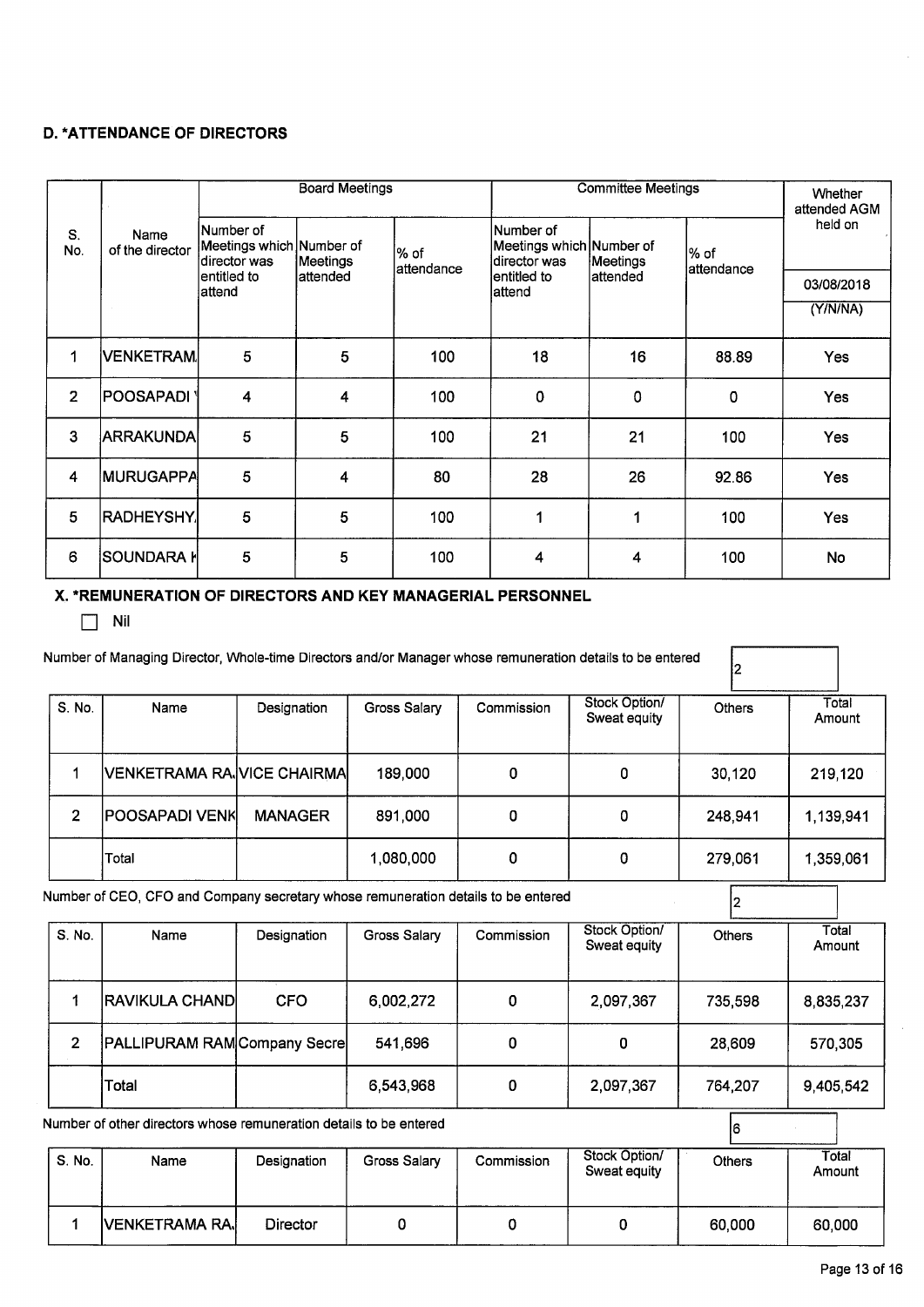### D. *ATTENDANCE OF DIRECTORS

| S. No. | Name of the director | Board Meetings | | | Committee Meetings | | | Whether attended AGM held on |
|---|---|---|---|---|---|---|---|---|
| | | Number of Meetings which director was entitled to attend | Number of Meetings attended | % of attendance | Number of Meetings which director was entitled to attend | Number of Meetings attended | % of attendance | 03/08/2018 (Y/N/NA) |
| 1 | VENKETRAM | 5 | 5 | 100 | 18 | 16 | 88.89 | Yes |
| 2 | POOSAPADI | 4 | 4 | 100 | 0 | 0 | 0 | Yes |
| 3 | ARRAKUNDA | 5 | 5 | 100 | 21 | 21 | 100 | Yes |
| 4 | MURUGAPPA | 5 | 4 | 80 | 28 | 26 | 92.86 | Yes |
| 5 | RADHEYSHY | 5 | 5 | 100 | 1 | 1 | 100 | Yes |
| 6 | SOUNDARA K | 5 | 5 | 100 | 4 | 4 | 100 | No |

### X. *REMUNERATION OF DIRECTORS AND KEY MANAGERIAL PERSONNEL

☐ Nil

Number of Managing Director, Whole-time Directors and/or Manager whose remuneration details to be entered: 2

| S. No. | Name | Designation | Gross Salary | Commission | Stock Option/ Sweat equity | Others | Total Amount |
|---|---|---|---|---|---|---|---|
| 1 | VENKETRAMA RA | VICE CHAIRMA | 189,000 | 0 | 0 | 30,120 | 219,120 |
| 2 | POOSAPADI VENK | MANAGER | 891,000 | 0 | 0 | 248,941 | 1,139,941 |
| | Total | | 1,080,000 | 0 | 0 | 279,061 | 1,359,061 |

Number of CEO, CFO and Company secretary whose remuneration details to be entered: 2

| S. No. | Name | Designation | Gross Salary | Commission | Stock Option/ Sweat equity | Others | Total Amount |
|---|---|---|---|---|---|---|---|
| 1 | RAVIKULA CHAND | CFO | 6,002,272 | 0 | 2,097,367 | 735,598 | 8,835,237 |
| 2 | PALLIPURAM RAM | Company Secre | 541,696 | 0 | 0 | 28,609 | 570,305 |
| | Total | | 6,543,968 | 0 | 2,097,367 | 764,207 | 9,405,542 |

Number of other directors whose remuneration details to be entered: 6

| S. No. | Name | Designation | Gross Salary | Commission | Stock Option/ Sweat equity | Others | Total Amount |
|---|---|---|---|---|---|---|---|
| 1 | VENKETRAMA RA | Director | 0 | 0 | 0 | 60,000 | 60,000 |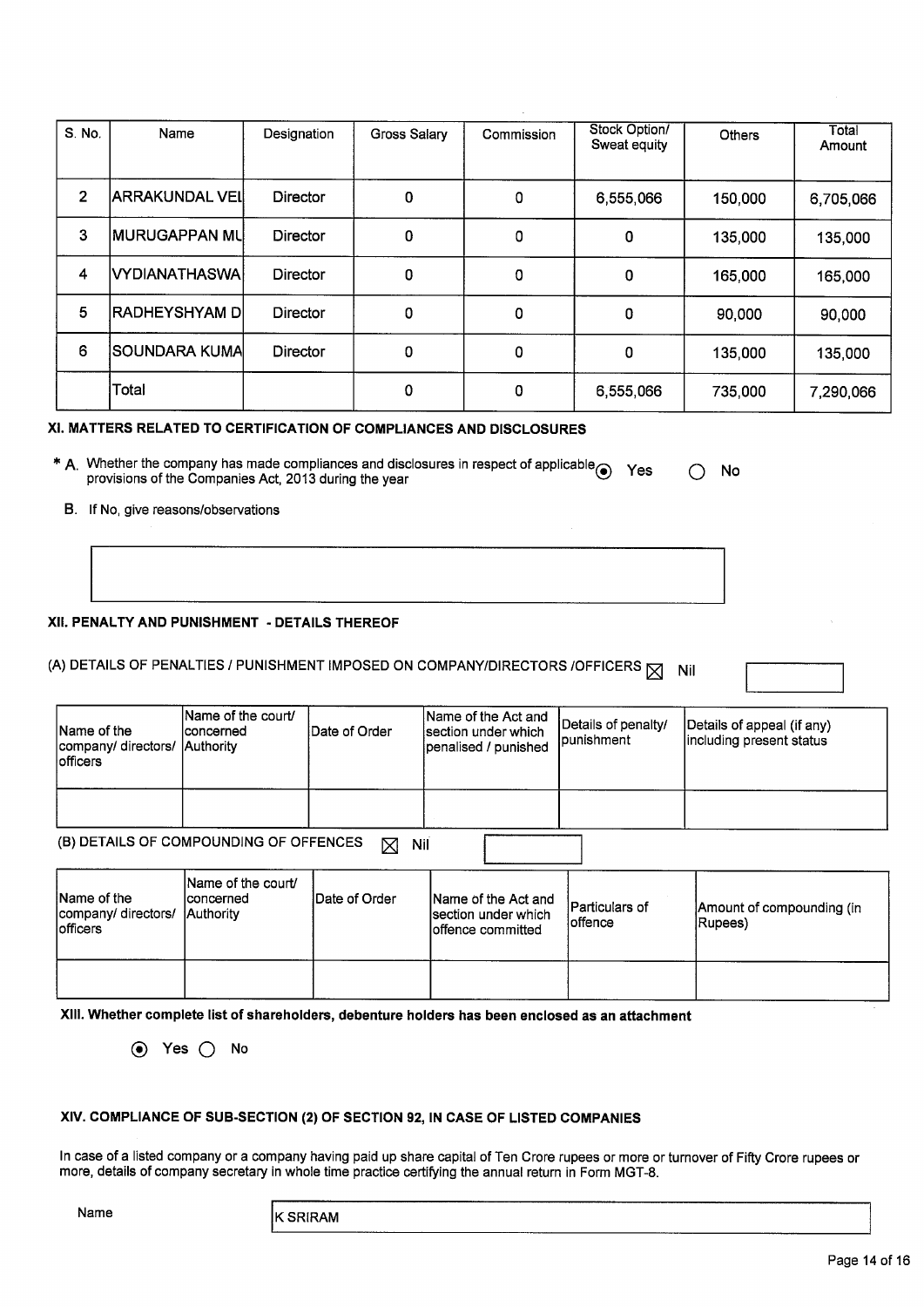| S. No. | Name | Designation | Gross Salary | Commission | Stock Option/ Sweat equity | Others | Total Amount |
|---|---|---|---|---|---|---|---|
| 2 | ARRAKUNDAL VEI | Director | 0 | 0 | 6,555,066 | 150,000 | 6,705,066 |
| 3 | MURUGAPPAN MU | Director | 0 | 0 | 0 | 135,000 | 135,000 |
| 4 | VYDIANATHASWA | Director | 0 | 0 | 0 | 165,000 | 165,000 |
| 5 | RADHEYSHYAM D | Director | 0 | 0 | 0 | 90,000 | 90,000 |
| 6 | SOUNDARA KUMA | Director | 0 | 0 | 0 | 135,000 | 135,000 |
| | Total | | 0 | 0 | 6,555,066 | 735,000 | 7,290,066 |

### XI. MATTERS RELATED TO CERTIFICATION OF COMPLIANCES AND DISCLOSURES

\* A. Whether the company has made compliances and disclosures in respect of applicable provisions of the Companies Act, 2013 during the year (●) Yes ( ) No

B. If No, give reasons/observations

### XII. PENALTY AND PUNISHMENT - DETAILS THEREOF

(A) DETAILS OF PENALTIES / PUNISHMENT IMPOSED ON COMPANY/DIRECTORS /OFFICERS ☒ Nil

| Name of the company/ directors/ officers | Name of the court/ concerned Authority | Date of Order | Name of the Act and section under which penalised / punished | Details of penalty/ punishment | Details of appeal (if any) including present status |
|---|---|---|---|---|---|
| | | | | | |

(B) DETAILS OF COMPOUNDING OF OFFENCES ☒ Nil

| Name of the company/ directors/ officers | Name of the court/ concerned Authority | Date of Order | Name of the Act and section under which offence committed | Particulars of offence | Amount of compounding (in Rupees) |
|---|---|---|---|---|---|
| | | | | | |

### XIII. Whether complete list of shareholders, debenture holders has been enclosed as an attachment

(●) Yes ( ) No

### XIV. COMPLIANCE OF SUB-SECTION (2) OF SECTION 92, IN CASE OF LISTED COMPANIES

In case of a listed company or a company having paid up share capital of Ten Crore rupees or more or turnover of Fifty Crore rupees or more, details of company secretary in whole time practice certifying the annual return in Form MGT-8.

Name: K SRIRAM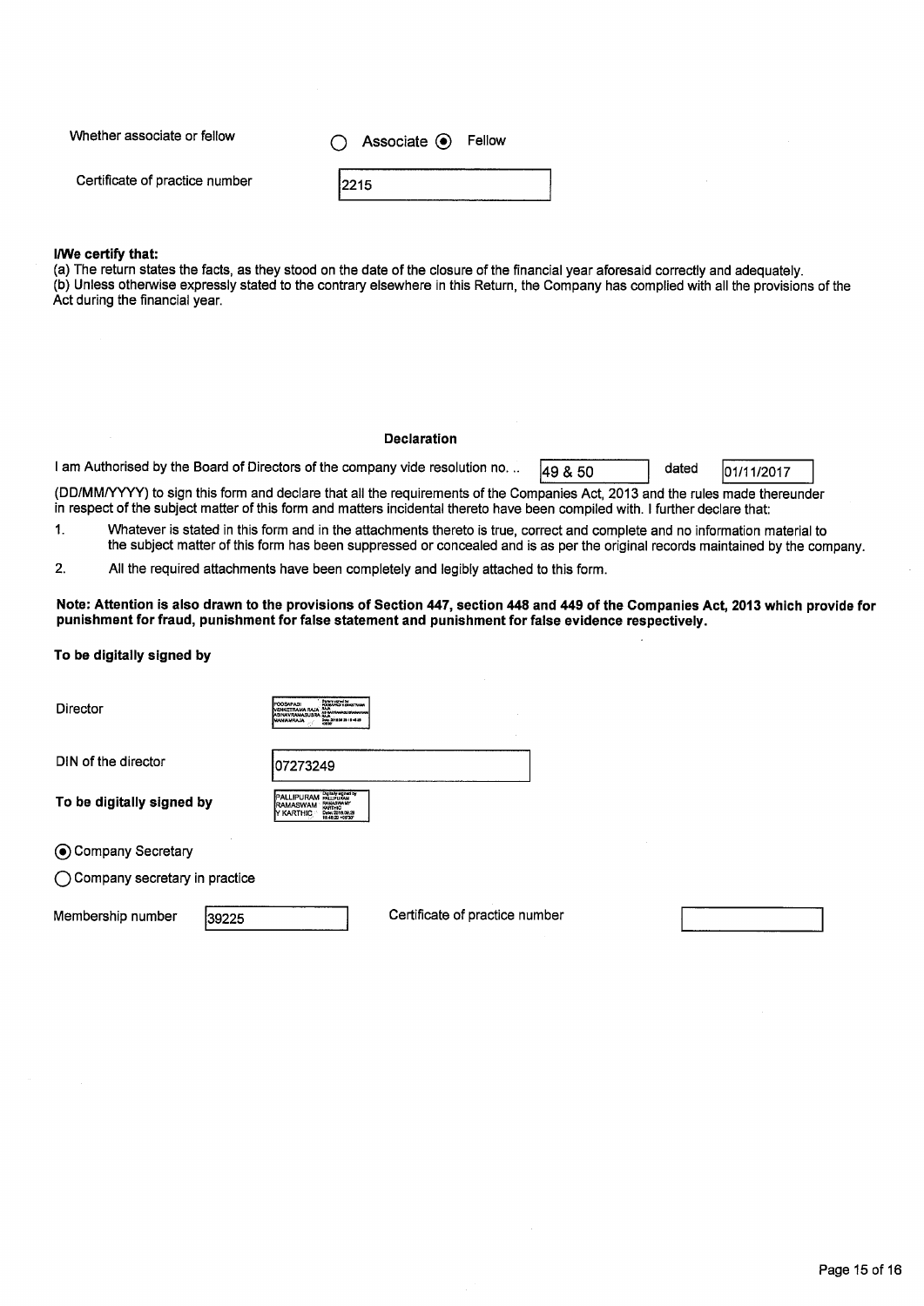Whether associate or fellow ○ Associate ◉ Fellow

Certificate of practice number 2215

**I/We certify that:**

(a) The return states the facts, as they stood on the date of the closure of the financial year aforesaid correctly and adequately.
(b) Unless otherwise expressly stated to the contrary elsewhere in this Return, the Company has complied with all the provisions of the Act during the financial year.

**Declaration**

I am Authorised by the Board of Directors of the company vide resolution no. .. 49 & 50 dated 01/11/2017 (DD/MM/YYYY) to sign this form and declare that all the requirements of the Companies Act, 2013 and the rules made thereunder in respect of the subject matter of this form and matters incidental thereto have been compiled with. I further declare that:

1. Whatever is stated in this form and in the attachments thereto is true, correct and complete and no information material to the subject matter of this form has been suppressed or concealed and is as per the original records maintained by the company.
2. All the required attachments have been completely and legibly attached to this form.

**Note: Attention is also drawn to the provisions of Section 447, section 448 and 449 of the Companies Act, 2013 which provide for punishment for fraud, punishment for false statement and punishment for false evidence respectively.**

**To be digitally signed by**

Director POOSAPADI VENKETRAMA RAJA ABINAVRAMASUBRAMANIAMRAJA

DIN of the director 07273249

**To be digitally signed by** PALLIPURAM RAMASWAMY KARTHIC

◉ Company Secretary

○ Company secretary in practice

Membership number 39225 Certificate of practice number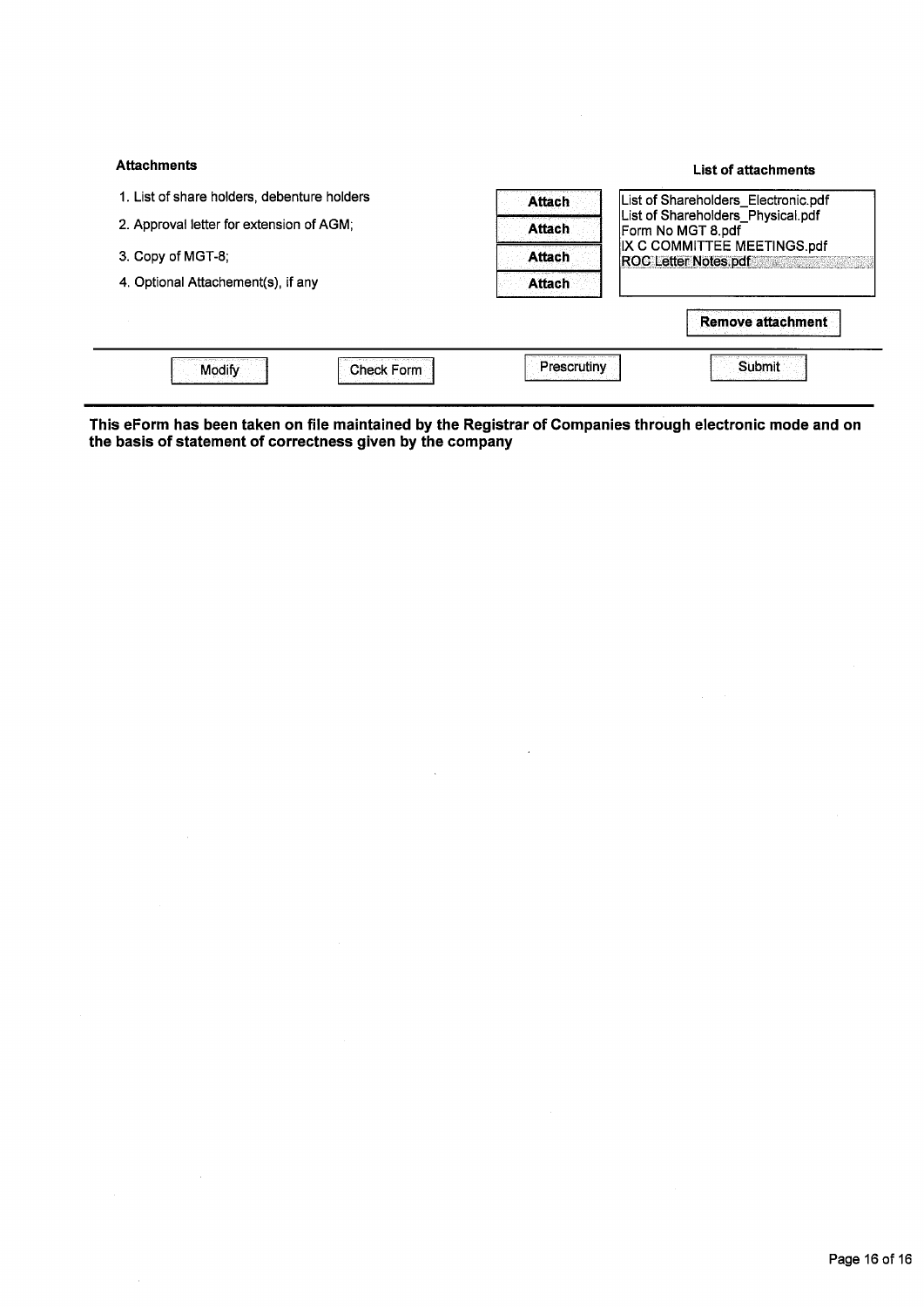**Attachments**

1. List of share holders, debenture holders
2. Approval letter for extension of AGM;
3. Copy of MGT-8;
4. Optional Attachement(s), if any

Attach
Attach
Attach
Attach

**List of attachments**

List of Shareholders_Electronic.pdf
List of Shareholders_Physical.pdf
Form No MGT 8.pdf
IX C COMMITTEE MEETINGS.pdf
ROC Letter Notes.pdf

**Remove attachment**

Modify | Check Form | Prescrutiny | Submit

**This eForm has been taken on file maintained by the Registrar of Companies through electronic mode and on the basis of statement of correctness given by the company**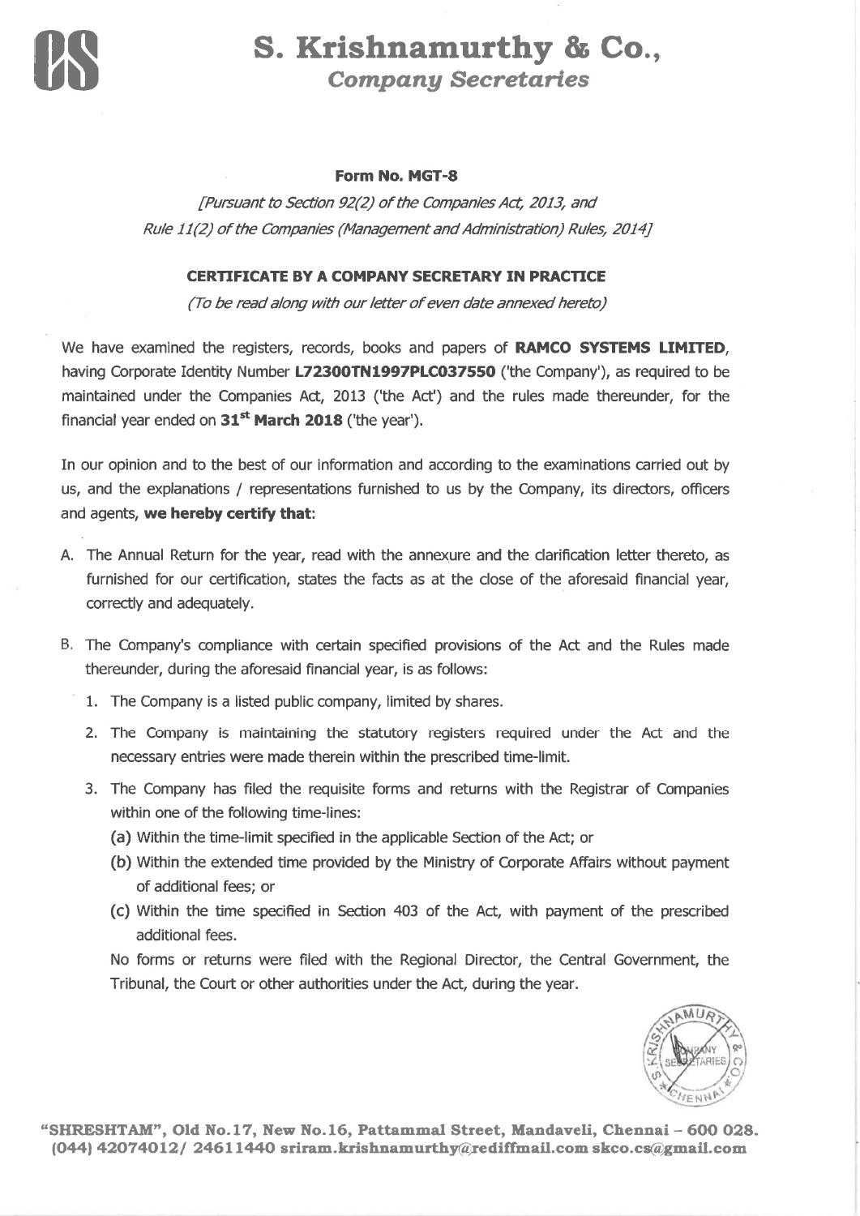# S. Krishnamurthy & Co.,
*Company Secretaries*

**Form No. MGT-8**

*[Pursuant to Section 92(2) of the Companies Act, 2013, and Rule 11(2) of the Companies (Management and Administration) Rules, 2014]*

**CERTIFICATE BY A COMPANY SECRETARY IN PRACTICE**

*(To be read along with our letter of even date annexed hereto)*

We have examined the registers, records, books and papers of **RAMCO SYSTEMS LIMITED**, having Corporate Identity Number **L72300TN1997PLC037550** ('the Company'), as required to be maintained under the Companies Act, 2013 ('the Act') and the rules made thereunder, for the financial year ended on **31st March 2018** ('the year').

In our opinion and to the best of our information and according to the examinations carried out by us, and the explanations / representations furnished to us by the Company, its directors, officers and agents, **we hereby certify that**:

A. The Annual Return for the year, read with the annexure and the clarification letter thereto, as furnished for our certification, states the facts as at the close of the aforesaid financial year, correctly and adequately.

B. The Company's compliance with certain specified provisions of the Act and the Rules made thereunder, during the aforesaid financial year, is as follows:

1. The Company is a listed public company, limited by shares.
2. The Company is maintaining the statutory registers required under the Act and the necessary entries were made therein within the prescribed time-limit.
3. The Company has filed the requisite forms and returns with the Registrar of Companies within one of the following time-lines:
   (a) Within the time-limit specified in the applicable Section of the Act; or
   (b) Within the extended time provided by the Ministry of Corporate Affairs without payment of additional fees; or
   (c) Within the time specified in Section 403 of the Act, with payment of the prescribed additional fees.

   No forms or returns were filed with the Regional Director, the Central Government, the Tribunal, the Court or other authorities under the Act, during the year.

"SHRESHTAM", Old No.17, New No.16, Pattammal Street, Mandaveli, Chennai – 600 028. (044) 42074012/ 24611440 sriram.krishnamurthy@rediffmail.com skco.cs@gmail.com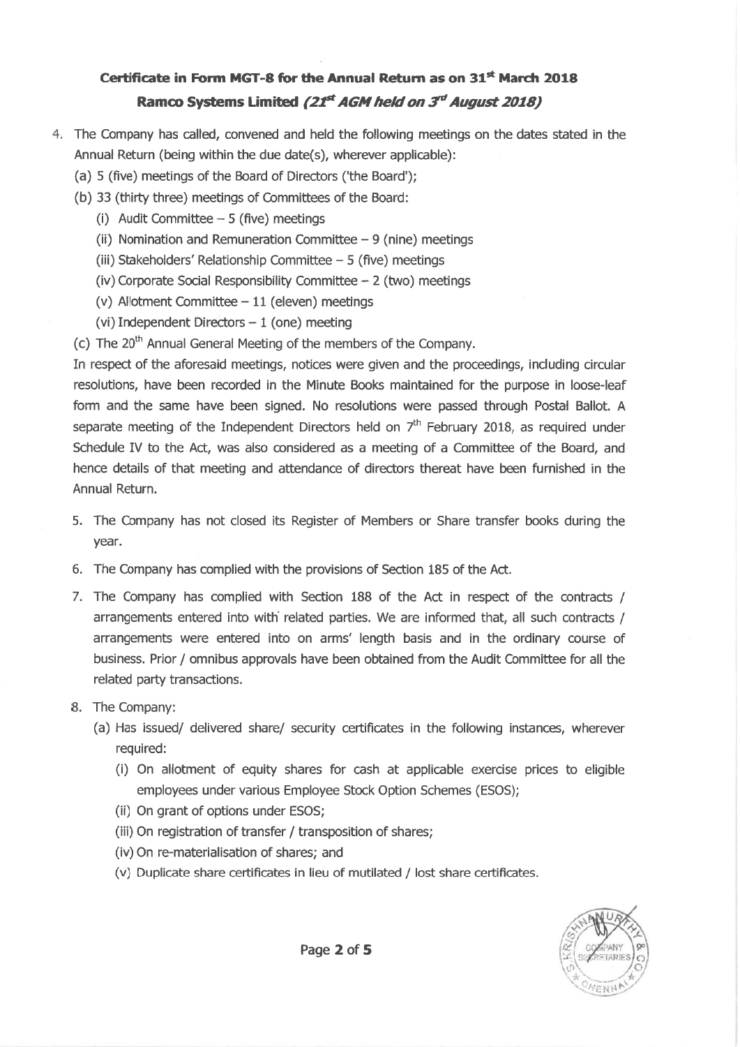## Certificate in Form MGT-8 for the Annual Return as on 31st March 2018

## Ramco Systems Limited *(21st AGM held on 3rd August 2018)*

4. The Company has called, convened and held the following meetings on the dates stated in the Annual Return (being within the due date(s), wherever applicable):
   (a) 5 (five) meetings of the Board of Directors ('the Board');
   (b) 33 (thirty three) meetings of Committees of the Board:
      (i) Audit Committee – 5 (five) meetings
      (ii) Nomination and Remuneration Committee – 9 (nine) meetings
      (iii) Stakeholders' Relationship Committee – 5 (five) meetings
      (iv) Corporate Social Responsibility Committee – 2 (two) meetings
      (v) Allotment Committee – 11 (eleven) meetings
      (vi) Independent Directors – 1 (one) meeting
   (c) The 20th Annual General Meeting of the members of the Company.

   In respect of the aforesaid meetings, notices were given and the proceedings, including circular resolutions, have been recorded in the Minute Books maintained for the purpose in loose-leaf form and the same have been signed. No resolutions were passed through Postal Ballot. A separate meeting of the Independent Directors held on 7th February 2018, as required under Schedule IV to the Act, was also considered as a meeting of a Committee of the Board, and hence details of that meeting and attendance of directors thereat have been furnished in the Annual Return.

5. The Company has not closed its Register of Members or Share transfer books during the year.

6. The Company has complied with the provisions of Section 185 of the Act.

7. The Company has complied with Section 188 of the Act in respect of the contracts / arrangements entered into with related parties. We are informed that, all such contracts / arrangements were entered into on arms' length basis and in the ordinary course of business. Prior / omnibus approvals have been obtained from the Audit Committee for all the related party transactions.

8. The Company:
   (a) Has issued/ delivered share/ security certificates in the following instances, wherever required:
      (i) On allotment of equity shares for cash at applicable exercise prices to eligible employees under various Employee Stock Option Schemes (ESOS);
      (ii) On grant of options under ESOS;
      (iii) On registration of transfer / transposition of shares;
      (iv) On re-materialisation of shares; and
      (v) Duplicate share certificates in lieu of mutilated / lost share certificates.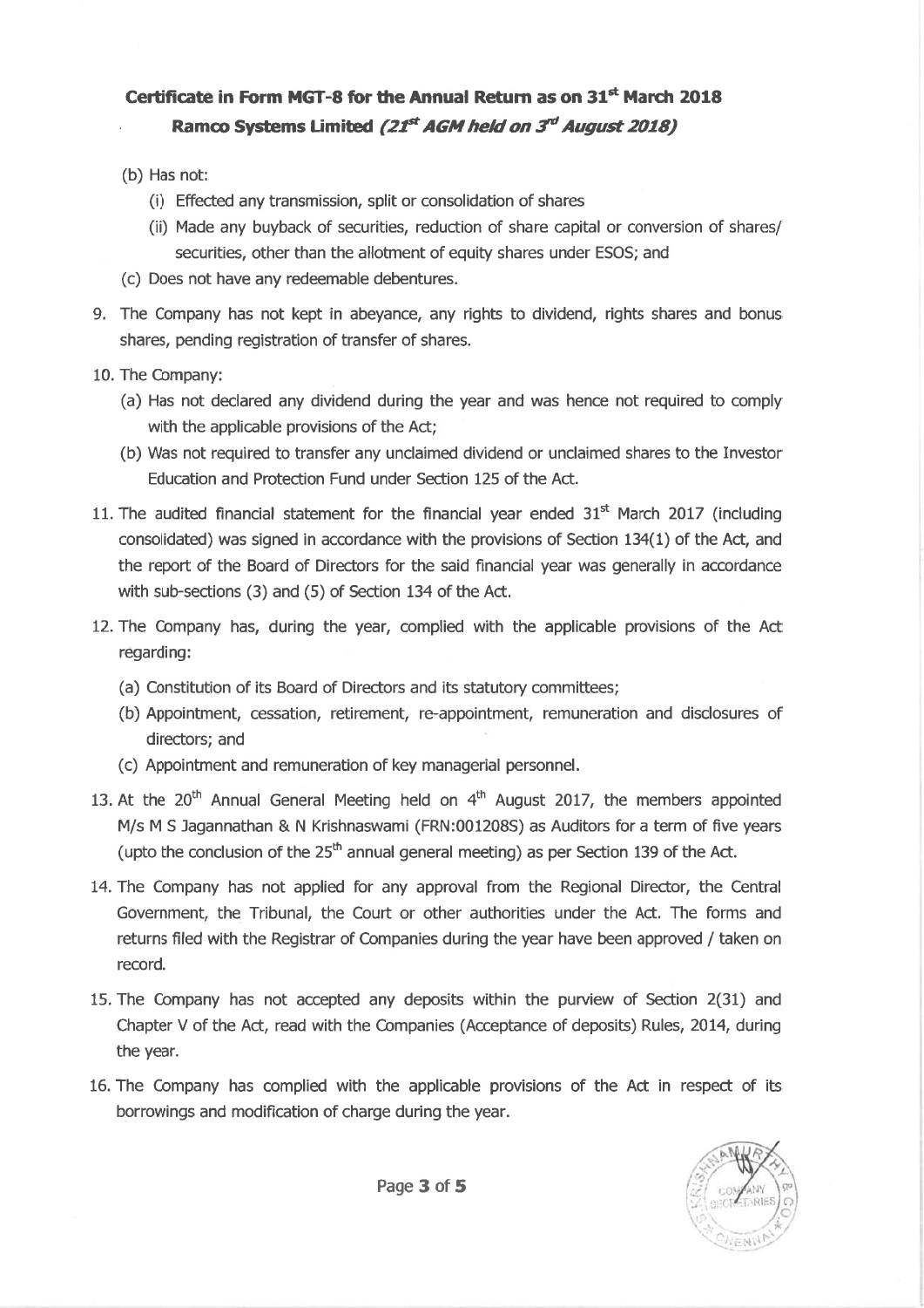**Certificate in Form MGT-8 for the Annual Return as on 31st March 2018**

**Ramco Systems Limited *(21st AGM held on 3rd August 2018)***

(b) Has not:

(i) Effected any transmission, split or consolidation of shares

(ii) Made any buyback of securities, reduction of share capital or conversion of shares/ securities, other than the allotment of equity shares under ESOS; and

(c) Does not have any redeemable debentures.

9. The Company has not kept in abeyance, any rights to dividend, rights shares and bonus shares, pending registration of transfer of shares.

10. The Company:

(a) Has not declared any dividend during the year and was hence not required to comply with the applicable provisions of the Act;

(b) Was not required to transfer any unclaimed dividend or unclaimed shares to the Investor Education and Protection Fund under Section 125 of the Act.

11. The audited financial statement for the financial year ended 31st March 2017 (including consolidated) was signed in accordance with the provisions of Section 134(1) of the Act, and the report of the Board of Directors for the said financial year was generally in accordance with sub-sections (3) and (5) of Section 134 of the Act.

12. The Company has, during the year, complied with the applicable provisions of the Act regarding:

(a) Constitution of its Board of Directors and its statutory committees;

(b) Appointment, cessation, retirement, re-appointment, remuneration and disclosures of directors; and

(c) Appointment and remuneration of key managerial personnel.

13. At the 20th Annual General Meeting held on 4th August 2017, the members appointed M/s M S Jagannathan & N Krishnaswami (FRN:001208S) as Auditors for a term of five years (upto the conclusion of the 25th annual general meeting) as per Section 139 of the Act.

14. The Company has not applied for any approval from the Regional Director, the Central Government, the Tribunal, the Court or other authorities under the Act. The forms and returns filed with the Registrar of Companies during the year have been approved / taken on record.

15. The Company has not accepted any deposits within the purview of Section 2(31) and Chapter V of the Act, read with the Companies (Acceptance of deposits) Rules, 2014, during the year.

16. The Company has complied with the applicable provisions of the Act in respect of its borrowings and modification of charge during the year.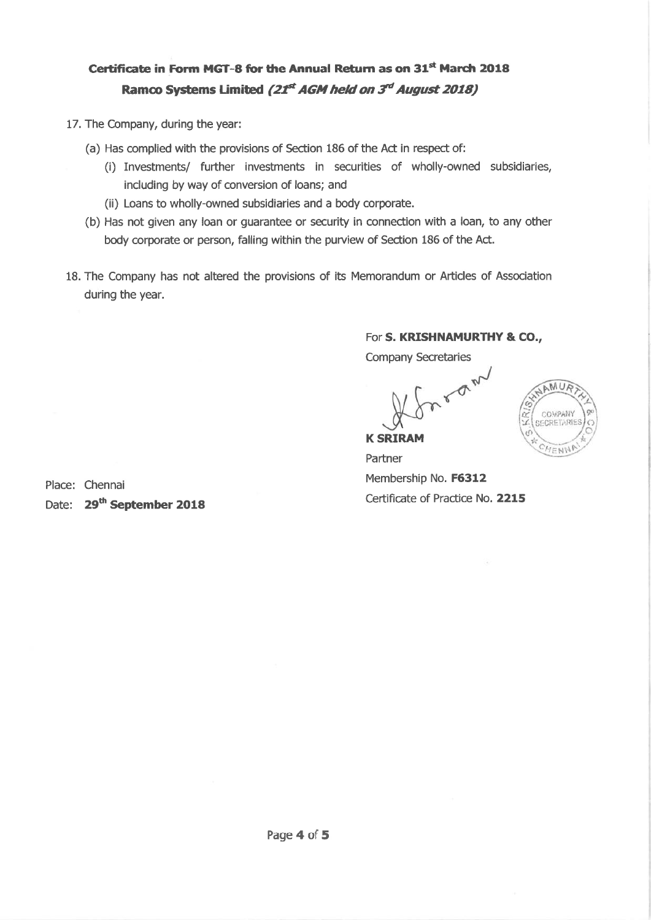**Certificate in Form MGT-8 for the Annual Return as on 31st March 2018**
**Ramco Systems Limited *(21st AGM held on 3rd August 2018)***

17. The Company, during the year:
    - (a) Has complied with the provisions of Section 186 of the Act in respect of:
        - (i) Investments/ further investments in securities of wholly-owned subsidiaries, including by way of conversion of loans; and
        - (ii) Loans to wholly-owned subsidiaries and a body corporate.
    - (b) Has not given any loan or guarantee or security in connection with a loan, to any other body corporate or person, falling within the purview of Section 186 of the Act.

18. The Company has not altered the provisions of its Memorandum or Articles of Association during the year.

For **S. KRISHNAMURTHY & CO.,**
Company Secretaries

**K SRIRAM**
Partner
Membership No. **F6312**
Certificate of Practice No. **2215**

Place: Chennai
Date: **29th September 2018**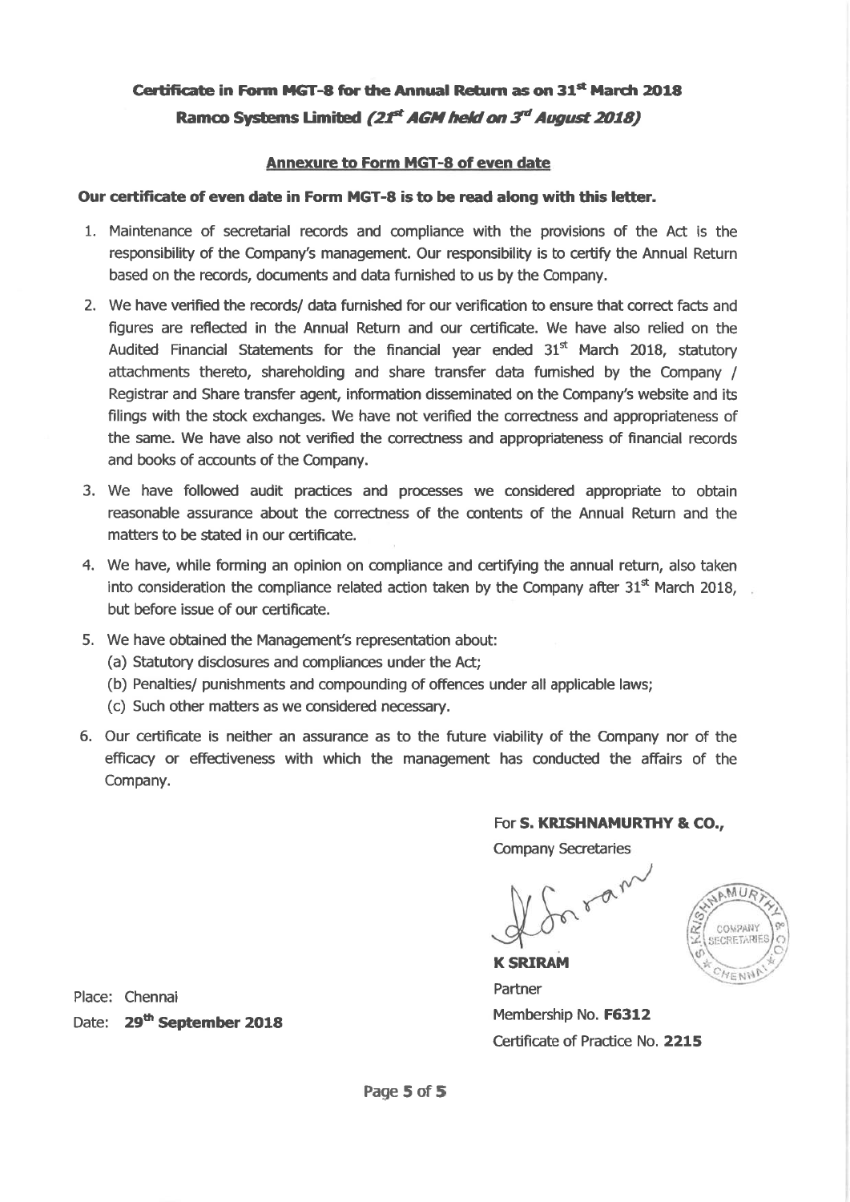**Certificate in Form MGT-8 for the Annual Return as on 31st March 2018**
**Ramco Systems Limited *(21st AGM held on 3rd August 2018)***

**Annexure to Form MGT-8 of even date**

**Our certificate of even date in Form MGT-8 is to be read along with this letter.**

1. Maintenance of secretarial records and compliance with the provisions of the Act is the responsibility of the Company's management. Our responsibility is to certify the Annual Return based on the records, documents and data furnished to us by the Company.
2. We have verified the records/ data furnished for our verification to ensure that correct facts and figures are reflected in the Annual Return and our certificate. We have also relied on the Audited Financial Statements for the financial year ended 31st March 2018, statutory attachments thereto, shareholding and share transfer data furnished by the Company / Registrar and Share transfer agent, information disseminated on the Company's website and its filings with the stock exchanges. We have not verified the correctness and appropriateness of the same. We have also not verified the correctness and appropriateness of financial records and books of accounts of the Company.
3. We have followed audit practices and processes we considered appropriate to obtain reasonable assurance about the correctness of the contents of the Annual Return and the matters to be stated in our certificate.
4. We have, while forming an opinion on compliance and certifying the annual return, also taken into consideration the compliance related action taken by the Company after 31st March 2018, but before issue of our certificate.
5. We have obtained the Management's representation about:
   (a) Statutory disclosures and compliances under the Act;
   (b) Penalties/ punishments and compounding of offences under all applicable laws;
   (c) Such other matters as we considered necessary.
6. Our certificate is neither an assurance as to the future viability of the Company nor of the efficacy or effectiveness with which the management has conducted the affairs of the Company.

For **S. KRISHNAMURTHY & CO.,**
Company Secretaries

**K SRIRAM**
Partner
Membership No. **F6312**
Certificate of Practice No. **2215**

Place: Chennai
Date: **29th September 2018**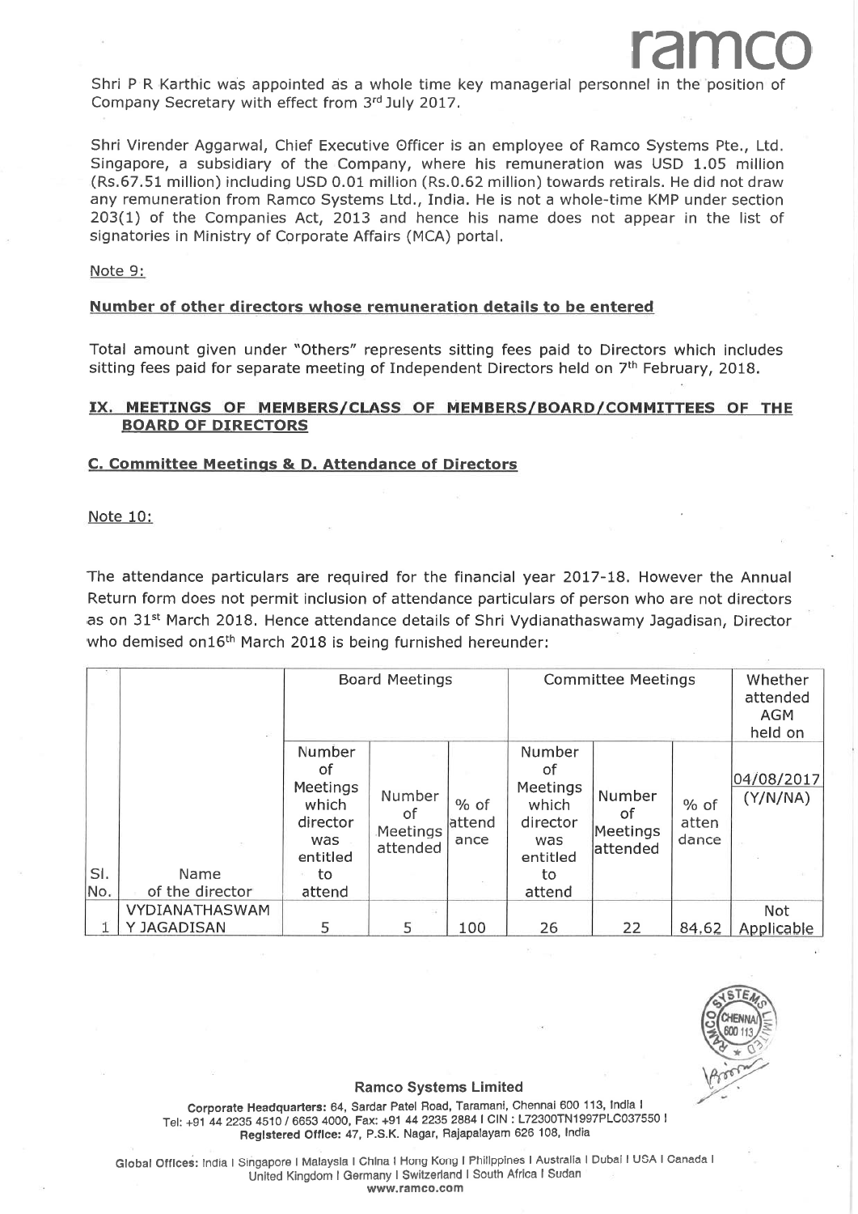Shri P R Karthic was appointed as a whole time key managerial personnel in the position of Company Secretary with effect from 3rd July 2017.

Shri Virender Aggarwal, Chief Executive Officer is an employee of Ramco Systems Pte., Ltd. Singapore, a subsidiary of the Company, where his remuneration was USD 1.05 million (Rs.67.51 million) including USD 0.01 million (Rs.0.62 million) towards retirals. He did not draw any remuneration from Ramco Systems Ltd., India. He is not a whole-time KMP under section 203(1) of the Companies Act, 2013 and hence his name does not appear in the list of signatories in Ministry of Corporate Affairs (MCA) portal.

Note 9:

**Number of other directors whose remuneration details to be entered**

Total amount given under "Others" represents sitting fees paid to Directors which includes sitting fees paid for separate meeting of Independent Directors held on 7th February, 2018.

## IX. MEETINGS OF MEMBERS/CLASS OF MEMBERS/BOARD/COMMITTEES OF THE BOARD OF DIRECTORS

**C. Committee Meetings & D. Attendance of Directors**

Note 10:

The attendance particulars are required for the financial year 2017-18. However the Annual Return form does not permit inclusion of attendance particulars of person who are not directors as on 31st March 2018. Hence attendance details of Shri Vydianathaswamy Jagadisan, Director who demised on16th March 2018 is being furnished hereunder:

| Sl. No. | Name of the director | Board Meetings | | | Committee Meetings | | | Whether attended AGM held on |
|---|---|---|---|---|---|---|---|---|
| | | Number of Meetings which director was entitled to attend | Number of Meetings attended | % of attendance | Number of Meetings which director was entitled to attend | Number of Meetings attended | % of attendance | 04/08/2017 (Y/N/NA) |
| 1 | VYDIANATHASWAMY JAGADISAN | 5 | 5 | 100 | 26 | 22 | 84.62 | Not Applicable |

**Ramco Systems Limited**

Corporate Headquarters: 64, Sardar Patel Road, Taramani, Chennai 600 113, India | Tel: +91 44 2235 4510 / 6653 4000, Fax: +91 44 2235 2884 | CIN : L72300TN1997PLC037550 | Registered Office: 47, P.S.K. Nagar, Rajapalayam 626 108, India

Global Offices: India | Singapore | Malaysia | China | Hong Kong | Philippines | Australia | Dubai | USA | Canada | United Kingdom | Germany | Switzerland | South Africa | Sudan
www.ramco.com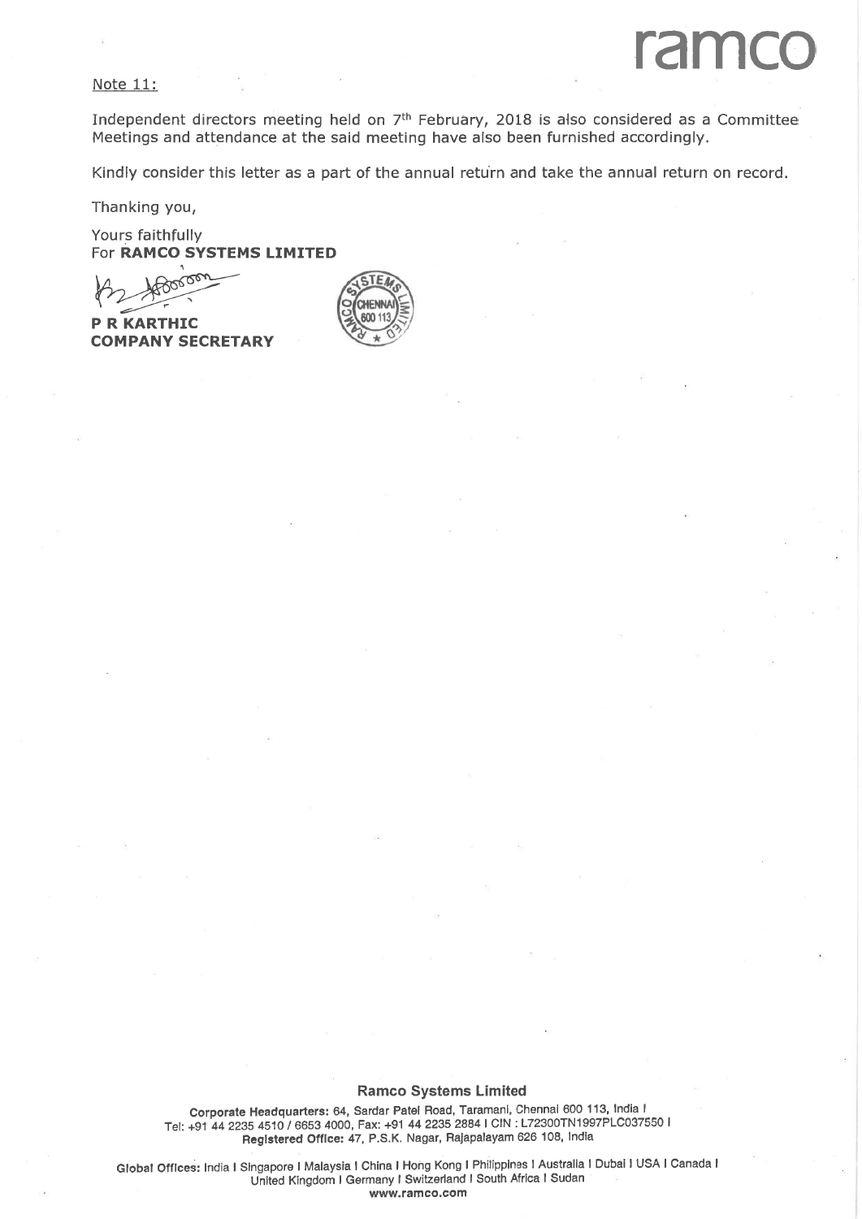Note 11:

Independent directors meeting held on 7th February, 2018 is also considered as a Committee Meetings and attendance at the said meeting have also been furnished accordingly.

Kindly consider this letter as a part of the annual return and take the annual return on record.

Thanking you,

Yours faithfully
For **RAMCO SYSTEMS LIMITED**

**P R KARTHIC**
**COMPANY SECRETARY**

**Ramco Systems Limited**

**Corporate Headquarters:** 64, Sardar Patel Road, Taramani, Chennai 600 113, India I Tel: +91 44 2235 4510 / 6653 4000, Fax: +91 44 2235 2884 I CIN : L72300TN1997PLC037550 I
**Registered Office:** 47, P.S.K. Nagar, Rajapalayam 626 108, India

**Global Offices:** India I Singapore I Malaysia I China I Hong Kong I Philippines I Australia I Dubai I USA I Canada I United Kingdom I Germany I Switzerland I South Africa I Sudan
**www.ramco.com**